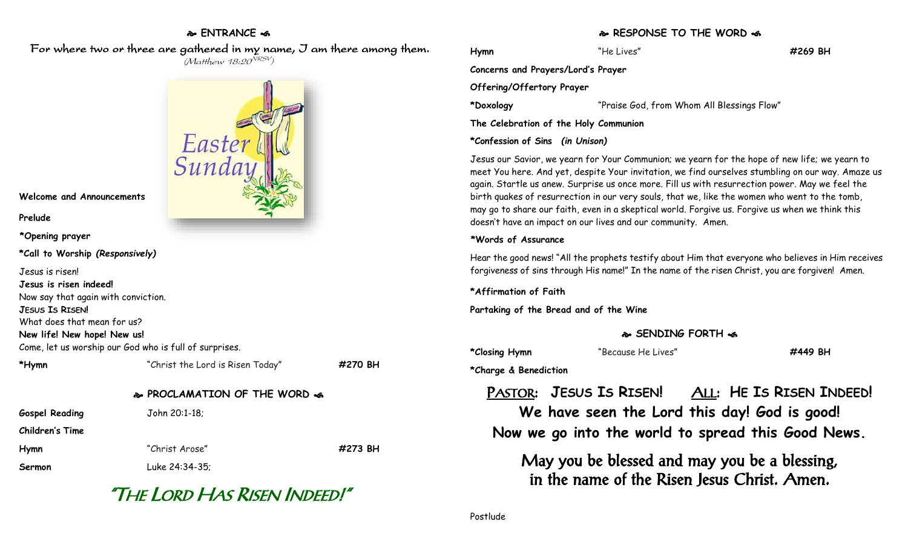## ENTRANCE

For where two or three are gathered in my name, I am there among them.
*(Matthew 18:20[NRSV])*

Easter Sunday

**Welcome and Announcements**

**Prelude**

**\*Opening prayer**

**\*Call to Worship** ***(Responsively)***

Jesus is risen!
**Jesus is risen indeed!**
Now say that again with conviction.
**JESUS IS RISEN!**
What does that mean for us?
**New life! New hope! New us!**
Come, let us worship our God who is full of surprises.

**\*Hymn** "Christ the Lord is Risen Today" **#270 BH**

## PROCLAMATION OF THE WORD

**Gospel Reading** John 20:1-18;

**Children's Time**

**Hymn** "Christ Arose" **#273 BH**

**Sermon** Luke 24:34-35;

# "THE LORD HAS RISEN INDEED!"

## RESPONSE TO THE WORD

**Hymn** "He Lives" **#269 BH**

**Concerns and Prayers/Lord's Prayer**

**Offering/Offertory Prayer**

**\*Doxology** "Praise God, from Whom All Blessings Flow"

**The Celebration of the Holy Communion**

**\*Confession of Sins** ***(in Unison)***

Jesus our Savior, we yearn for Your Communion; we yearn for the hope of new life; we yearn to meet You here. And yet, despite Your invitation, we find ourselves stumbling on our way. Amaze us again. Startle us anew. Surprise us once more. Fill us with resurrection power. May we feel the birth quakes of resurrection in our very souls, that we, like the women who went to the tomb, may go to share our faith, even in a skeptical world. Forgive us. Forgive us when we think this doesn't have an impact on our lives and our community. Amen.

**\*Words of Assurance**

Hear the good news! "All the prophets testify about Him that everyone who believes in Him receives forgiveness of sins through His name!" In the name of the risen Christ, you are forgiven! Amen.

**\*Affirmation of Faith**

**Partaking of the Bread and of the Wine**

## SENDING FORTH

**\*Closing Hymn** "Because He Lives" **#449 BH**

**\*Charge & Benediction**

**PASTOR: JESUS IS RISEN! ALL: HE IS RISEN INDEED!**
**We have seen the Lord this day! God is good!**
**Now we go into the world to spread this Good News.**

May you be blessed and may you be a blessing,
in the name of the Risen Jesus Christ. Amen.

Postlude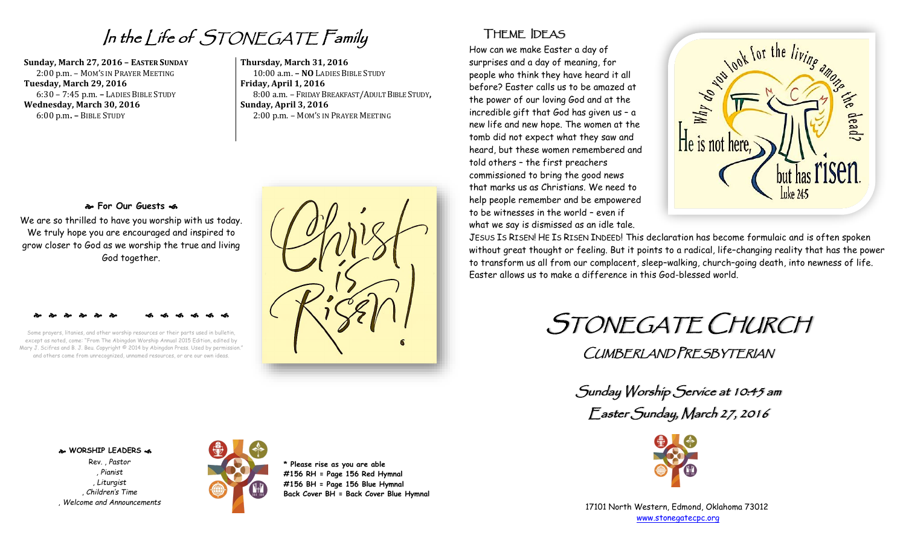# In the Life of STONEGATE Family

**Sunday, March 27, 2016 – EASTER SUNDAY**
2:00 p.m. – MOM'S IN PRAYER MEETING
**Tuesday, March 29, 2016**
6:30 – 7:45 p.m. – LADIES BIBLE STUDY
**Wednesday, March 30, 2016**
6:00 p.m. – BIBLE STUDY
**Thursday, March 31, 2016**
10:00 a.m. – **NO** LADIES BIBLE STUDY
**Friday, April 1, 2016**
8:00 a.m. – FRIDAY BREAKFAST/ADULT BIBLE STUDY,
**Sunday, April 3, 2016**
2:00 p.m. – MOM'S IN PRAYER MEETING

## For Our Guests

We are so thrilled to have you worship with us today. We truly hope you are encouraged and inspired to grow closer to God as we worship the true and living God together.

Some prayers, litanies, and other worship resources or their parts used in bulletin, except as noted, come: "From The Abingdon Worship Annual 2015 Edition, edited by Mary J. Scifres and B. J. Beu. Copyright © 2014 by Abingdon Press. Used by permission." and others come from unrecognized, unnamed resources, or are our own ideas.

Christ is Risen!

**WORSHIP LEADERS**

Rev. , *Pastor*
, *Pianist*
, *Liturgist*
, *Children's Time*
, *Welcome and Announcements*

**\* Please rise as you are able**
**#156 RH = Page 156 Red Hymnal**
**#156 BH = Page 156 Blue Hymnal**
**Back Cover BH = Back Cover Blue Hymnal**

## THEME IDEAS

How can we make Easter a day of surprises and a day of meaning, for people who think they have heard it all before? Easter calls us to be amazed at the power of our loving God and at the incredible gift that God has given us – a new life and new hope. The women at the tomb did not expect what they saw and heard, but these women remembered and told others – the first preachers commissioned to bring the good news that marks us as Christians. We need to help people remember and be empowered to be witnesses in the world – even if what we say is dismissed as an idle tale.

Why do you look for the living among the dead? He is not here, but has risen. Luke 24:5

JESUS IS RISEN! HE IS RISEN INDEED! This declaration has become formulaic and is often spoken without great thought or feeling. But it points to a radical, life-changing reality that has the power to transform us all from our complacent, sleep-walking, church-going death, into newness of life. Easter allows us to make a difference in this God-blessed world.

# STONEGATE CHURCH

## CUMBERLAND PRESBYTERIAN

### Sunday Worship Service at 10:45 am
### Easter Sunday, March 27, 2016

17101 North Western, Edmond, Oklahoma 73012
www.stonegatecpc.org